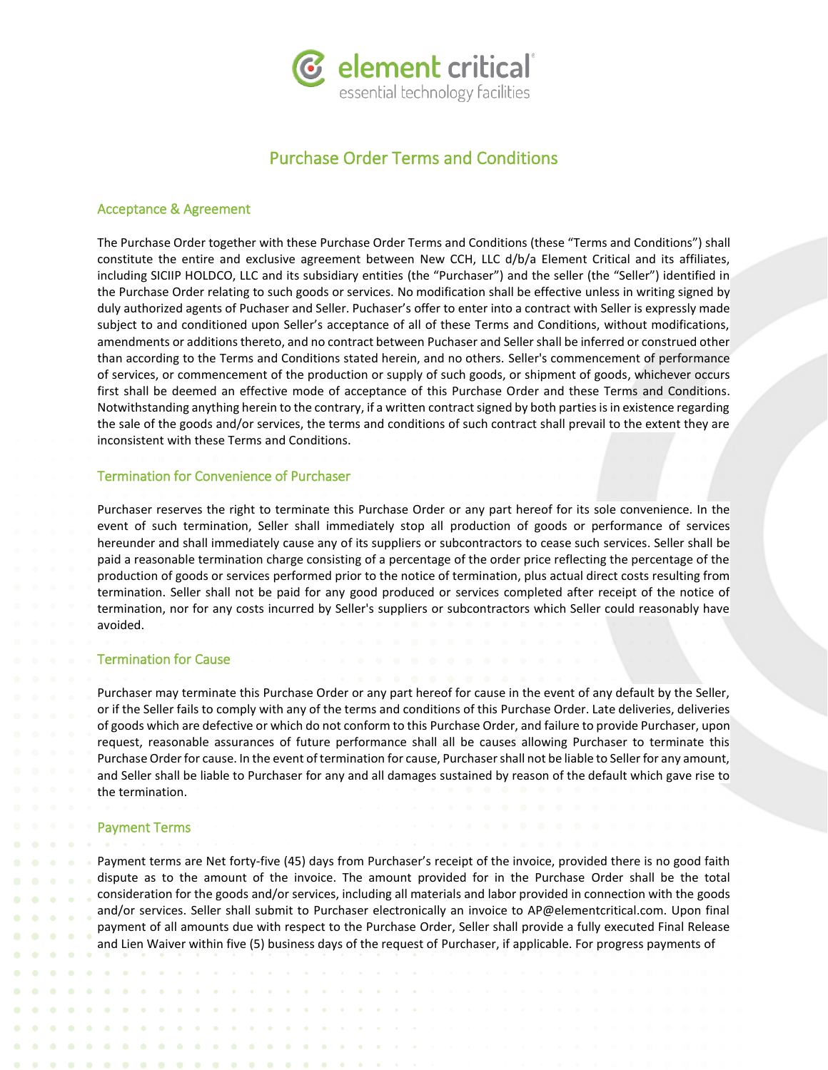# Purchase Order Terms and Conditions

## Acceptance & Agreement

The Purchase Order together with these Purchase Order Terms and Conditions (these "Terms and Conditions") shall constitute the entire and exclusive agreement between New CCH, LLC d/b/a Element Critical and its affiliates, including SICIIP HOLDCO, LLC and its subsidiary entities (the "Purchaser") and the seller (the "Seller") identified in the Purchase Order relating to such goods or services. No modification shall be effective unless in writing signed by duly authorized agents of Puchaser and Seller. Puchaser's offer to enter into a contract with Seller is expressly made subject to and conditioned upon Seller's acceptance of all of these Terms and Conditions, without modifications, amendments or additions thereto, and no contract between Puchaser and Seller shall be inferred or construed other than according to the Terms and Conditions stated herein, and no others. Seller's commencement of performance of services, or commencement of the production or supply of such goods, or shipment of goods, whichever occurs first shall be deemed an effective mode of acceptance of this Purchase Order and these Terms and Conditions. Notwithstanding anything herein to the contrary, if a written contract signed by both parties is in existence regarding the sale of the goods and/or services, the terms and conditions of such contract shall prevail to the extent they are inconsistent with these Terms and Conditions.

## Termination for Convenience of Purchaser

Purchaser reserves the right to terminate this Purchase Order or any part hereof for its sole convenience. In the event of such termination, Seller shall immediately stop all production of goods or performance of services hereunder and shall immediately cause any of its suppliers or subcontractors to cease such services. Seller shall be paid a reasonable termination charge consisting of a percentage of the order price reflecting the percentage of the production of goods or services performed prior to the notice of termination, plus actual direct costs resulting from termination. Seller shall not be paid for any good produced or services completed after receipt of the notice of termination, nor for any costs incurred by Seller's suppliers or subcontractors which Seller could reasonably have avoided.

## Termination for Cause

Purchaser may terminate this Purchase Order or any part hereof for cause in the event of any default by the Seller, or if the Seller fails to comply with any of the terms and conditions of this Purchase Order. Late deliveries, deliveries of goods which are defective or which do not conform to this Purchase Order, and failure to provide Purchaser, upon request, reasonable assurances of future performance shall all be causes allowing Purchaser to terminate this Purchase Order for cause. In the event of termination for cause, Purchaser shall not be liable to Seller for any amount, and Seller shall be liable to Purchaser for any and all damages sustained by reason of the default which gave rise to the termination.

## Payment Terms

Payment terms are Net forty-five (45) days from Purchaser's receipt of the invoice, provided there is no good faith dispute as to the amount of the invoice. The amount provided for in the Purchase Order shall be the total consideration for the goods and/or services, including all materials and labor provided in connection with the goods and/or services. Seller shall submit to Purchaser electronically an invoice to AP@elementcritical.com. Upon final payment of all amounts due with respect to the Purchase Order, Seller shall provide a fully executed Final Release and Lien Waiver within five (5) business days of the request of Purchaser, if applicable. For progress payments of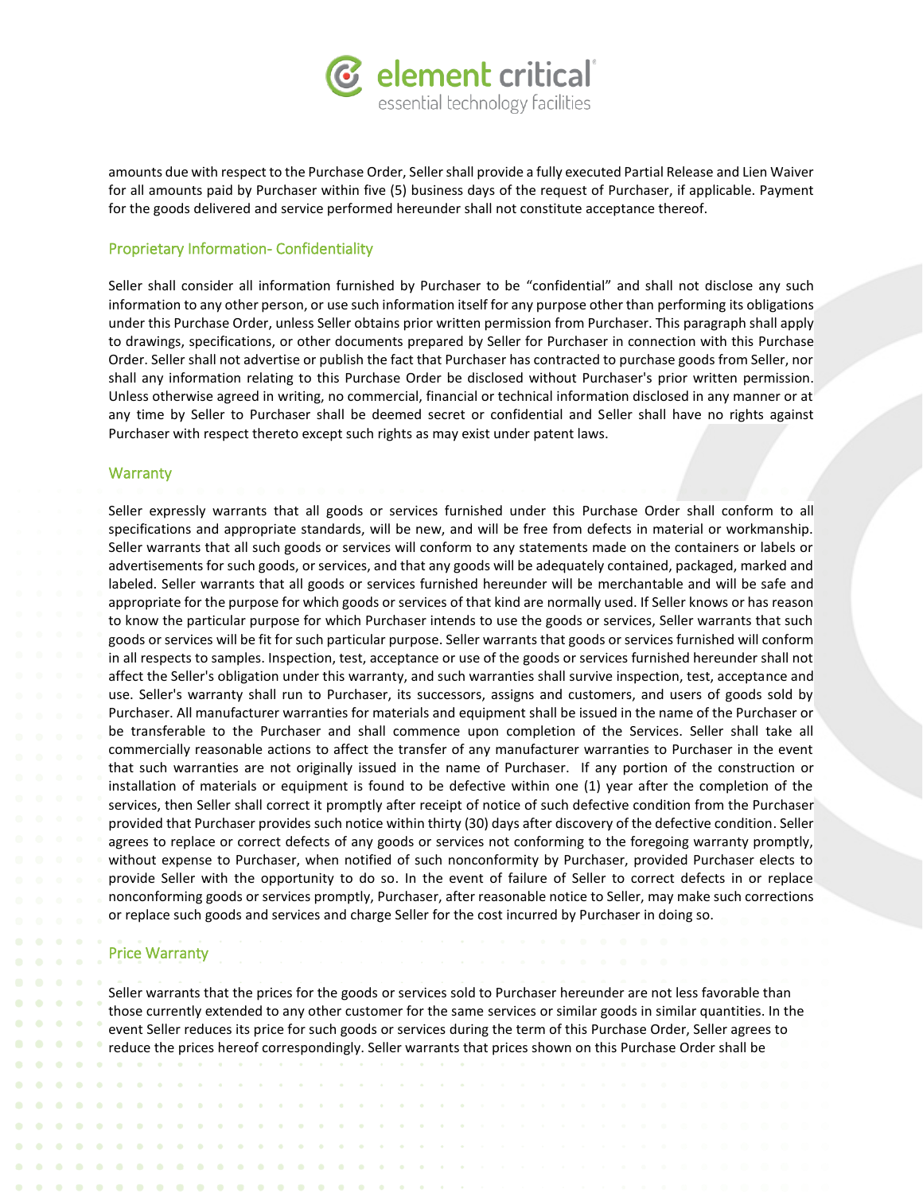amounts due with respect to the Purchase Order, Seller shall provide a fully executed Partial Release and Lien Waiver for all amounts paid by Purchaser within five (5) business days of the request of Purchaser, if applicable. Payment for the goods delivered and service performed hereunder shall not constitute acceptance thereof.

## Proprietary Information- Confidentiality

Seller shall consider all information furnished by Purchaser to be "confidential" and shall not disclose any such information to any other person, or use such information itself for any purpose other than performing its obligations under this Purchase Order, unless Seller obtains prior written permission from Purchaser. This paragraph shall apply to drawings, specifications, or other documents prepared by Seller for Purchaser in connection with this Purchase Order. Seller shall not advertise or publish the fact that Purchaser has contracted to purchase goods from Seller, nor shall any information relating to this Purchase Order be disclosed without Purchaser's prior written permission. Unless otherwise agreed in writing, no commercial, financial or technical information disclosed in any manner or at any time by Seller to Purchaser shall be deemed secret or confidential and Seller shall have no rights against Purchaser with respect thereto except such rights as may exist under patent laws.

## Warranty

Seller expressly warrants that all goods or services furnished under this Purchase Order shall conform to all specifications and appropriate standards, will be new, and will be free from defects in material or workmanship. Seller warrants that all such goods or services will conform to any statements made on the containers or labels or advertisements for such goods, or services, and that any goods will be adequately contained, packaged, marked and labeled. Seller warrants that all goods or services furnished hereunder will be merchantable and will be safe and appropriate for the purpose for which goods or services of that kind are normally used. If Seller knows or has reason to know the particular purpose for which Purchaser intends to use the goods or services, Seller warrants that such goods or services will be fit for such particular purpose. Seller warrants that goods or services furnished will conform in all respects to samples. Inspection, test, acceptance or use of the goods or services furnished hereunder shall not affect the Seller's obligation under this warranty, and such warranties shall survive inspection, test, acceptance and use. Seller's warranty shall run to Purchaser, its successors, assigns and customers, and users of goods sold by Purchaser. All manufacturer warranties for materials and equipment shall be issued in the name of the Purchaser or be transferable to the Purchaser and shall commence upon completion of the Services. Seller shall take all commercially reasonable actions to affect the transfer of any manufacturer warranties to Purchaser in the event that such warranties are not originally issued in the name of Purchaser. If any portion of the construction or installation of materials or equipment is found to be defective within one (1) year after the completion of the services, then Seller shall correct it promptly after receipt of notice of such defective condition from the Purchaser provided that Purchaser provides such notice within thirty (30) days after discovery of the defective condition. Seller agrees to replace or correct defects of any goods or services not conforming to the foregoing warranty promptly, without expense to Purchaser, when notified of such nonconformity by Purchaser, provided Purchaser elects to provide Seller with the opportunity to do so. In the event of failure of Seller to correct defects in or replace nonconforming goods or services promptly, Purchaser, after reasonable notice to Seller, may make such corrections or replace such goods and services and charge Seller for the cost incurred by Purchaser in doing so.

## Price Warranty

Seller warrants that the prices for the goods or services sold to Purchaser hereunder are not less favorable than those currently extended to any other customer for the same services or similar goods in similar quantities. In the event Seller reduces its price for such goods or services during the term of this Purchase Order, Seller agrees to reduce the prices hereof correspondingly. Seller warrants that prices shown on this Purchase Order shall be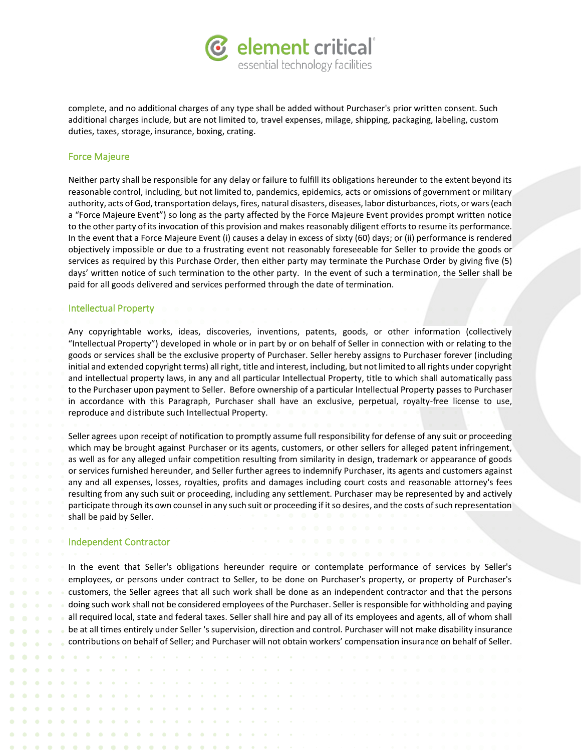complete, and no additional charges of any type shall be added without Purchaser's prior written consent. Such additional charges include, but are not limited to, travel expenses, milage, shipping, packaging, labeling, custom duties, taxes, storage, insurance, boxing, crating.

## Force Majeure

Neither party shall be responsible for any delay or failure to fulfill its obligations hereunder to the extent beyond its reasonable control, including, but not limited to, pandemics, epidemics, acts or omissions of government or military authority, acts of God, transportation delays, fires, natural disasters, diseases, labor disturbances, riots, or wars (each a "Force Majeure Event") so long as the party affected by the Force Majeure Event provides prompt written notice to the other party of its invocation of this provision and makes reasonably diligent efforts to resume its performance. In the event that a Force Majeure Event (i) causes a delay in excess of sixty (60) days; or (ii) performance is rendered objectively impossible or due to a frustrating event not reasonably foreseeable for Seller to provide the goods or services as required by this Purchase Order, then either party may terminate the Purchase Order by giving five (5) days' written notice of such termination to the other party. In the event of such a termination, the Seller shall be paid for all goods delivered and services performed through the date of termination.

## Intellectual Property

Any copyrightable works, ideas, discoveries, inventions, patents, goods, or other information (collectively "Intellectual Property") developed in whole or in part by or on behalf of Seller in connection with or relating to the goods or services shall be the exclusive property of Purchaser. Seller hereby assigns to Purchaser forever (including initial and extended copyright terms) all right, title and interest, including, but not limited to all rights under copyright and intellectual property laws, in any and all particular Intellectual Property, title to which shall automatically pass to the Purchaser upon payment to Seller. Before ownership of a particular Intellectual Property passes to Purchaser in accordance with this Paragraph, Purchaser shall have an exclusive, perpetual, royalty-free license to use, reproduce and distribute such Intellectual Property.

Seller agrees upon receipt of notification to promptly assume full responsibility for defense of any suit or proceeding which may be brought against Purchaser or its agents, customers, or other sellers for alleged patent infringement, as well as for any alleged unfair competition resulting from similarity in design, trademark or appearance of goods or services furnished hereunder, and Seller further agrees to indemnify Purchaser, its agents and customers against any and all expenses, losses, royalties, profits and damages including court costs and reasonable attorney's fees resulting from any such suit or proceeding, including any settlement. Purchaser may be represented by and actively participate through its own counsel in any such suit or proceeding if it so desires, and the costs of such representation shall be paid by Seller.

## Independent Contractor

In the event that Seller's obligations hereunder require or contemplate performance of services by Seller's employees, or persons under contract to Seller, to be done on Purchaser's property, or property of Purchaser's customers, the Seller agrees that all such work shall be done as an independent contractor and that the persons doing such work shall not be considered employees of the Purchaser. Seller is responsible for withholding and paying all required local, state and federal taxes. Seller shall hire and pay all of its employees and agents, all of whom shall be at all times entirely under Seller 's supervision, direction and control. Purchaser will not make disability insurance contributions on behalf of Seller; and Purchaser will not obtain workers' compensation insurance on behalf of Seller.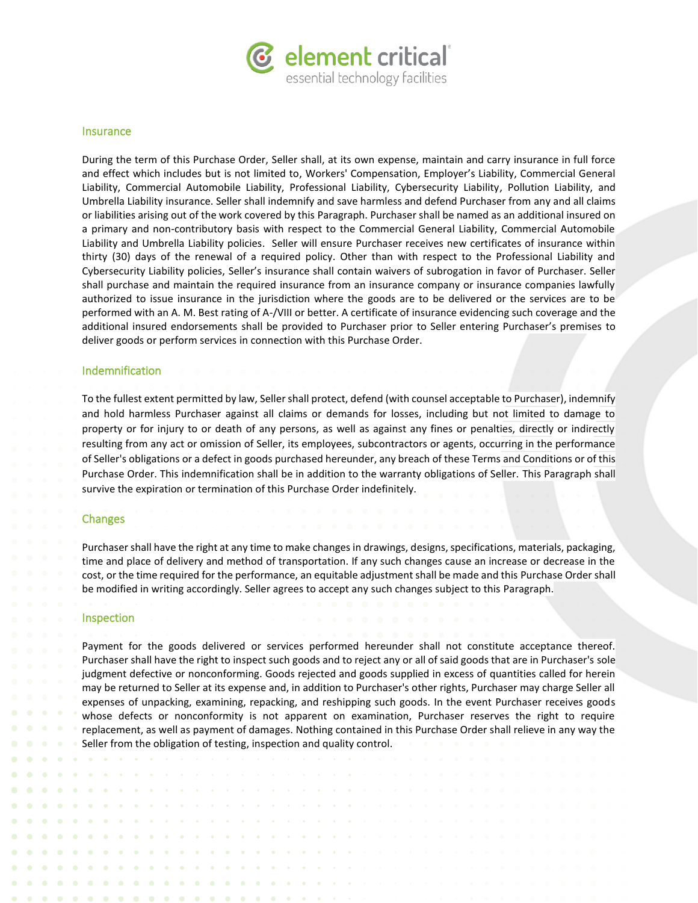## Insurance

During the term of this Purchase Order, Seller shall, at its own expense, maintain and carry insurance in full force and effect which includes but is not limited to, Workers' Compensation, Employer's Liability, Commercial General Liability, Commercial Automobile Liability, Professional Liability, Cybersecurity Liability, Pollution Liability, and Umbrella Liability insurance. Seller shall indemnify and save harmless and defend Purchaser from any and all claims or liabilities arising out of the work covered by this Paragraph. Purchaser shall be named as an additional insured on a primary and non-contributory basis with respect to the Commercial General Liability, Commercial Automobile Liability and Umbrella Liability policies. Seller will ensure Purchaser receives new certificates of insurance within thirty (30) days of the renewal of a required policy. Other than with respect to the Professional Liability and Cybersecurity Liability policies, Seller's insurance shall contain waivers of subrogation in favor of Purchaser. Seller shall purchase and maintain the required insurance from an insurance company or insurance companies lawfully authorized to issue insurance in the jurisdiction where the goods are to be delivered or the services are to be performed with an A. M. Best rating of A-/VIII or better. A certificate of insurance evidencing such coverage and the additional insured endorsements shall be provided to Purchaser prior to Seller entering Purchaser's premises to deliver goods or perform services in connection with this Purchase Order.

## Indemnification

To the fullest extent permitted by law, Seller shall protect, defend (with counsel acceptable to Purchaser), indemnify and hold harmless Purchaser against all claims or demands for losses, including but not limited to damage to property or for injury to or death of any persons, as well as against any fines or penalties, directly or indirectly resulting from any act or omission of Seller, its employees, subcontractors or agents, occurring in the performance of Seller's obligations or a defect in goods purchased hereunder, any breach of these Terms and Conditions or of this Purchase Order. This indemnification shall be in addition to the warranty obligations of Seller. This Paragraph shall survive the expiration or termination of this Purchase Order indefinitely.

## Changes

Purchaser shall have the right at any time to make changes in drawings, designs, specifications, materials, packaging, time and place of delivery and method of transportation. If any such changes cause an increase or decrease in the cost, or the time required for the performance, an equitable adjustment shall be made and this Purchase Order shall be modified in writing accordingly. Seller agrees to accept any such changes subject to this Paragraph.

## Inspection

Payment for the goods delivered or services performed hereunder shall not constitute acceptance thereof. Purchaser shall have the right to inspect such goods and to reject any or all of said goods that are in Purchaser's sole judgment defective or nonconforming. Goods rejected and goods supplied in excess of quantities called for herein may be returned to Seller at its expense and, in addition to Purchaser's other rights, Purchaser may charge Seller all expenses of unpacking, examining, repacking, and reshipping such goods. In the event Purchaser receives goods whose defects or nonconformity is not apparent on examination, Purchaser reserves the right to require replacement, as well as payment of damages. Nothing contained in this Purchase Order shall relieve in any way the Seller from the obligation of testing, inspection and quality control.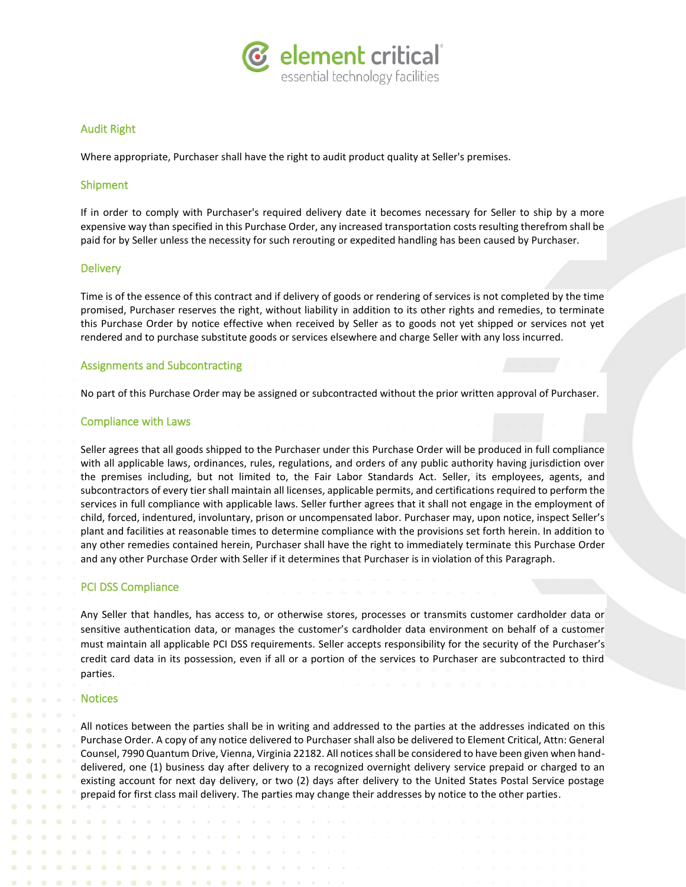## Audit Right

Where appropriate, Purchaser shall have the right to audit product quality at Seller's premises.

## Shipment

If in order to comply with Purchaser's required delivery date it becomes necessary for Seller to ship by a more expensive way than specified in this Purchase Order, any increased transportation costs resulting therefrom shall be paid for by Seller unless the necessity for such rerouting or expedited handling has been caused by Purchaser.

## Delivery

Time is of the essence of this contract and if delivery of goods or rendering of services is not completed by the time promised, Purchaser reserves the right, without liability in addition to its other rights and remedies, to terminate this Purchase Order by notice effective when received by Seller as to goods not yet shipped or services not yet rendered and to purchase substitute goods or services elsewhere and charge Seller with any loss incurred.

## Assignments and Subcontracting

No part of this Purchase Order may be assigned or subcontracted without the prior written approval of Purchaser.

## Compliance with Laws

Seller agrees that all goods shipped to the Purchaser under this Purchase Order will be produced in full compliance with all applicable laws, ordinances, rules, regulations, and orders of any public authority having jurisdiction over the premises including, but not limited to, the Fair Labor Standards Act. Seller, its employees, agents, and subcontractors of every tier shall maintain all licenses, applicable permits, and certifications required to perform the services in full compliance with applicable laws. Seller further agrees that it shall not engage in the employment of child, forced, indentured, involuntary, prison or uncompensated labor. Purchaser may, upon notice, inspect Seller's plant and facilities at reasonable times to determine compliance with the provisions set forth herein. In addition to any other remedies contained herein, Purchaser shall have the right to immediately terminate this Purchase Order and any other Purchase Order with Seller if it determines that Purchaser is in violation of this Paragraph.

## PCI DSS Compliance

Any Seller that handles, has access to, or otherwise stores, processes or transmits customer cardholder data or sensitive authentication data, or manages the customer's cardholder data environment on behalf of a customer must maintain all applicable PCI DSS requirements. Seller accepts responsibility for the security of the Purchaser's credit card data in its possession, even if all or a portion of the services to Purchaser are subcontracted to third parties.

## Notices

All notices between the parties shall be in writing and addressed to the parties at the addresses indicated on this Purchase Order. A copy of any notice delivered to Purchaser shall also be delivered to Element Critical, Attn: General Counsel, 7990 Quantum Drive, Vienna, Virginia 22182. All notices shall be considered to have been given when hand-delivered, one (1) business day after delivery to a recognized overnight delivery service prepaid or charged to an existing account for next day delivery, or two (2) days after delivery to the United States Postal Service postage prepaid for first class mail delivery. The parties may change their addresses by notice to the other parties.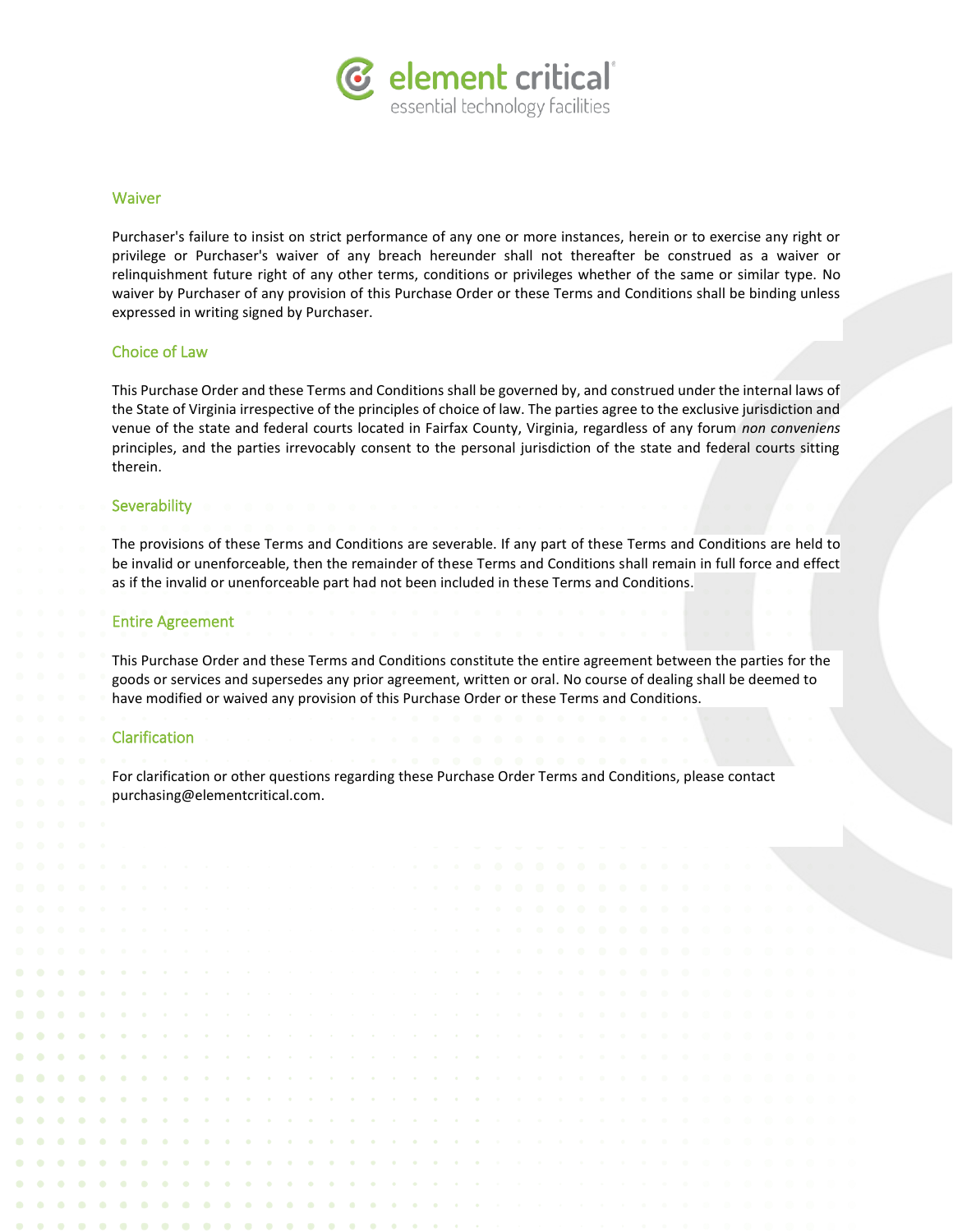## Waiver

Purchaser's failure to insist on strict performance of any one or more instances, herein or to exercise any right or privilege or Purchaser's waiver of any breach hereunder shall not thereafter be construed as a waiver or relinquishment future right of any other terms, conditions or privileges whether of the same or similar type. No waiver by Purchaser of any provision of this Purchase Order or these Terms and Conditions shall be binding unless expressed in writing signed by Purchaser.

## Choice of Law

This Purchase Order and these Terms and Conditions shall be governed by, and construed under the internal laws of the State of Virginia irrespective of the principles of choice of law. The parties agree to the exclusive jurisdiction and venue of the state and federal courts located in Fairfax County, Virginia, regardless of any forum *non conveniens* principles, and the parties irrevocably consent to the personal jurisdiction of the state and federal courts sitting therein.

## Severability

The provisions of these Terms and Conditions are severable. If any part of these Terms and Conditions are held to be invalid or unenforceable, then the remainder of these Terms and Conditions shall remain in full force and effect as if the invalid or unenforceable part had not been included in these Terms and Conditions.

## Entire Agreement

This Purchase Order and these Terms and Conditions constitute the entire agreement between the parties for the goods or services and supersedes any prior agreement, written or oral. No course of dealing shall be deemed to have modified or waived any provision of this Purchase Order or these Terms and Conditions.

## Clarification

For clarification or other questions regarding these Purchase Order Terms and Conditions, please contact purchasing@elementcritical.com.